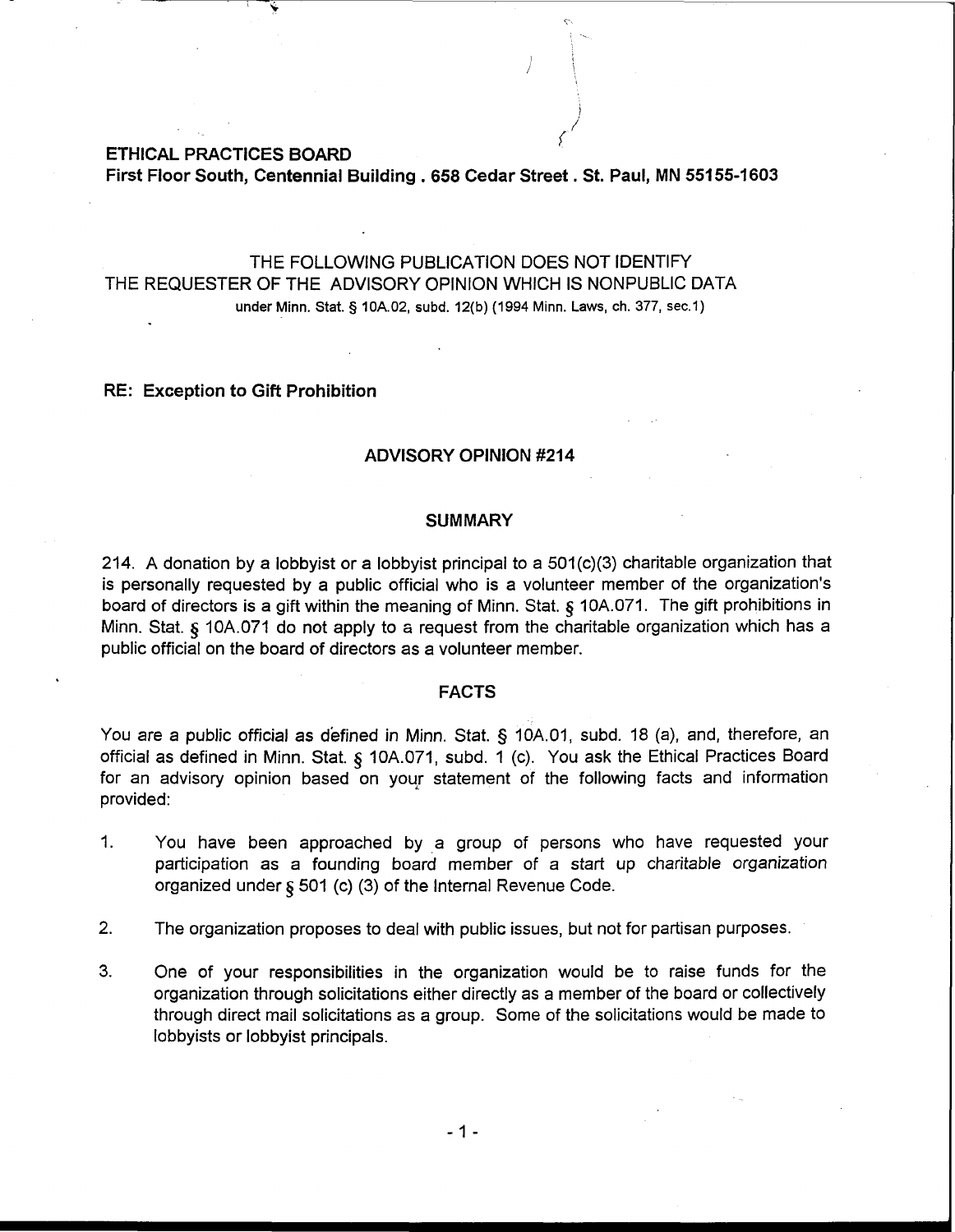**ETHICAL PRACTICES BOARD**
**First Floor South, Centennial Building . 658 Cedar Street . St. Paul, MN 55155-1603**

THE FOLLOWING PUBLICATION DOES NOT IDENTIFY
THE REQUESTER OF THE ADVISORY OPINION WHICH IS NONPUBLIC DATA
under Minn. Stat. § 10A.02, subd. 12(b) (1994 Minn. Laws, ch. 377, sec.1)

**RE: Exception to Gift Prohibition**

## ADVISORY OPINION #214

### SUMMARY

214. A donation by a lobbyist or a lobbyist principal to a 501(c)(3) charitable organization that is personally requested by a public official who is a volunteer member of the organization's board of directors is a gift within the meaning of Minn. Stat. § 10A.071. The gift prohibitions in Minn. Stat. § 10A.071 do not apply to a request from the charitable organization which has a public official on the board of directors as a volunteer member.

### FACTS

You are a public official as defined in Minn. Stat. § 10A.01, subd. 18 (a), and, therefore, an official as defined in Minn. Stat. § 10A.071, subd. 1 (c). You ask the Ethical Practices Board for an advisory opinion based on your statement of the following facts and information provided:

1. You have been approached by a group of persons who have requested your participation as a founding board member of a start up charitable organization organized under § 501 (c) (3) of the Internal Revenue Code.

2. The organization proposes to deal with public issues, but not for partisan purposes.

3. One of your responsibilities in the organization would be to raise funds for the organization through solicitations either directly as a member of the board or collectively through direct mail solicitations as a group. Some of the solicitations would be made to lobbyists or lobbyist principals.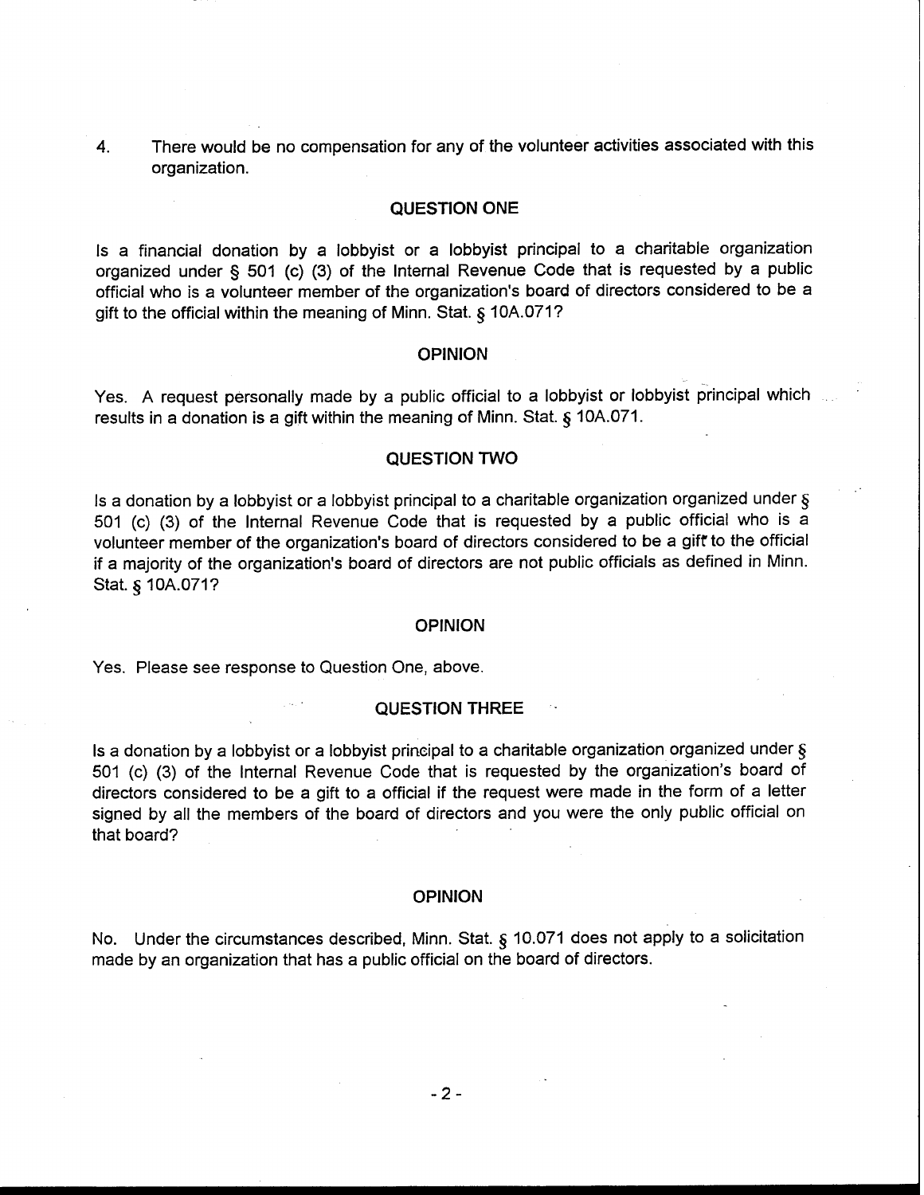4. There would be no compensation for any of the volunteer activities associated with this organization.

### QUESTION ONE

Is a financial donation by a lobbyist or a lobbyist principal to a charitable organization organized under § 501 (c) (3) of the Internal Revenue Code that is requested by a public official who is a volunteer member of the organization's board of directors considered to be a gift to the official within the meaning of Minn. Stat. § 10A.071?

### OPINION

Yes. A request personally made by a public official to a lobbyist or lobbyist principal which results in a donation is a gift within the meaning of Minn. Stat. § 10A.071.

### QUESTION TWO

Is a donation by a lobbyist or a lobbyist principal to a charitable organization organized under § 501 (c) (3) of the Internal Revenue Code that is requested by a public official who is a volunteer member of the organization's board of directors considered to be a gift to the official if a majority of the organization's board of directors are not public officials as defined in Minn. Stat. § 10A.071?

### OPINION

Yes. Please see response to Question One, above.

### QUESTION THREE

Is a donation by a lobbyist or a lobbyist principal to a charitable organization organized under § 501 (c) (3) of the Internal Revenue Code that is requested by the organization's board of directors considered to be a gift to a official if the request were made in the form of a letter signed by all the members of the board of directors and you were the only public official on that board?

### OPINION

No. Under the circumstances described, Minn. Stat. § 10.071 does not apply to a solicitation made by an organization that has a public official on the board of directors.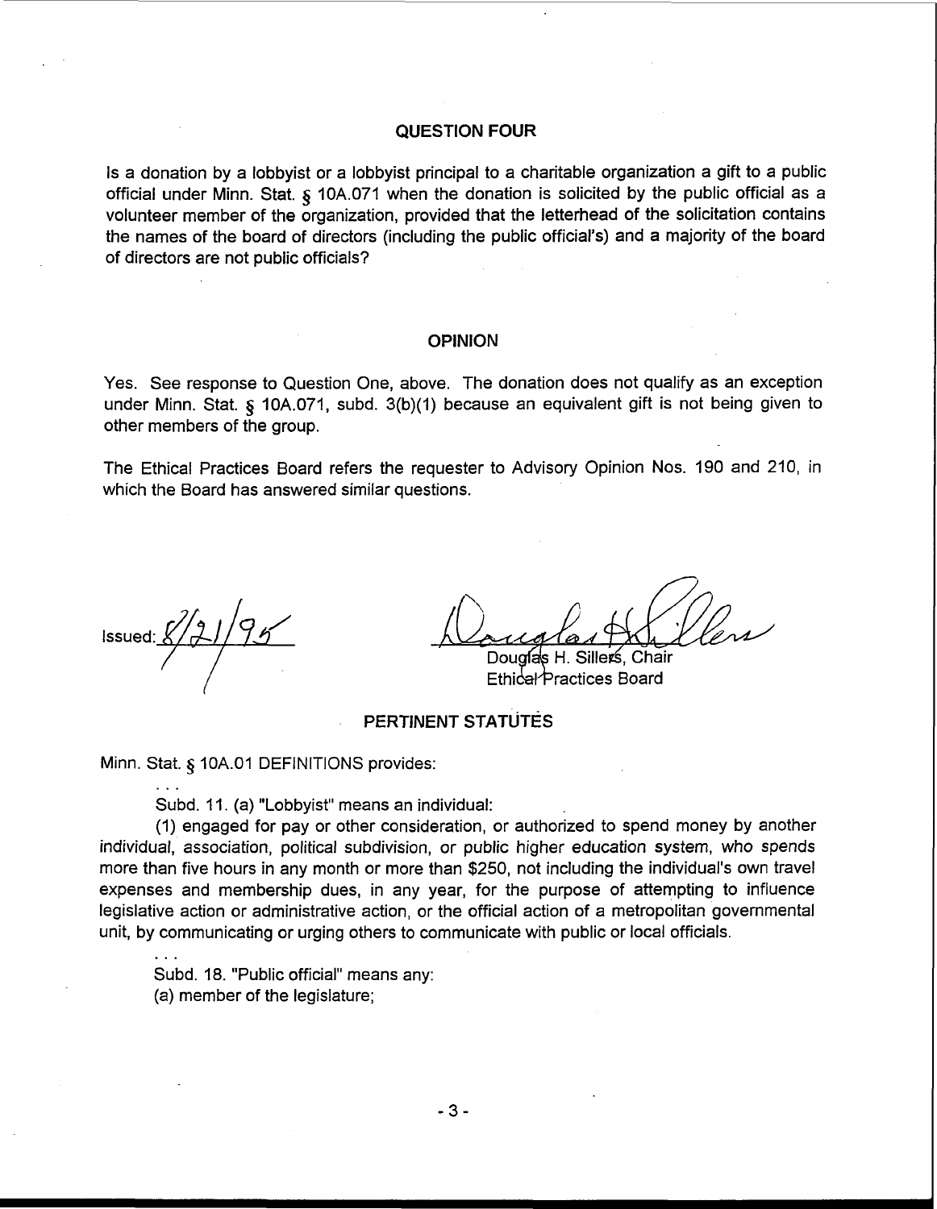## QUESTION FOUR

Is a donation by a lobbyist or a lobbyist principal to a charitable organization a gift to a public official under Minn. Stat. § 10A.071 when the donation is solicited by the public official as a volunteer member of the organization, provided that the letterhead of the solicitation contains the names of the board of directors (including the public official's) and a majority of the board of directors are not public officials?

## OPINION

Yes. See response to Question One, above. The donation does not qualify as an exception under Minn. Stat. § 10A.071, subd. 3(b)(1) because an equivalent gift is not being given to other members of the group.

The Ethical Practices Board refers the requester to Advisory Opinion Nos. 190 and 210, in which the Board has answered similar questions.

Issued: 8/21/95

Douglas H. Sillers, Chair
Ethical Practices Board

## PERTINENT STATUTES

Minn. Stat. § 10A.01 DEFINITIONS provides:

. . .

Subd. 11. (a) "Lobbyist" means an individual:

(1) engaged for pay or other consideration, or authorized to spend money by another individual, association, political subdivision, or public higher education system, who spends more than five hours in any month or more than $250, not including the individual's own travel expenses and membership dues, in any year, for the purpose of attempting to influence legislative action or administrative action, or the official action of a metropolitan governmental unit, by communicating or urging others to communicate with public or local officials.

. . .

Subd. 18. "Public official" means any:

(a) member of the legislature;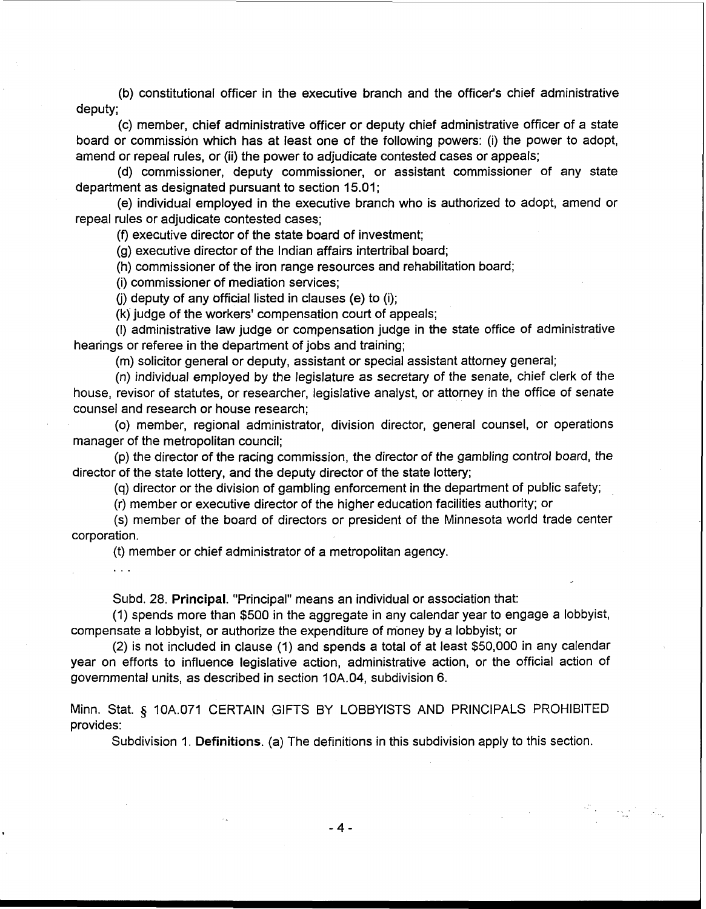(b) constitutional officer in the executive branch and the officer's chief administrative deputy;

(c) member, chief administrative officer or deputy chief administrative officer of a state board or commission which has at least one of the following powers: (i) the power to adopt, amend or repeal rules, or (ii) the power to adjudicate contested cases or appeals;

(d) commissioner, deputy commissioner, or assistant commissioner of any state department as designated pursuant to section 15.01;

(e) individual employed in the executive branch who is authorized to adopt, amend or repeal rules or adjudicate contested cases;

(f) executive director of the state board of investment;

(g) executive director of the Indian affairs intertribal board;

(h) commissioner of the iron range resources and rehabilitation board;

(i) commissioner of mediation services;

(j) deputy of any official listed in clauses (e) to (i);

(k) judge of the workers' compensation court of appeals;

(l) administrative law judge or compensation judge in the state office of administrative hearings or referee in the department of jobs and training;

(m) solicitor general or deputy, assistant or special assistant attorney general;

(n) individual employed by the legislature as secretary of the senate, chief clerk of the house, revisor of statutes, or researcher, legislative analyst, or attorney in the office of senate counsel and research or house research;

(o) member, regional administrator, division director, general counsel, or operations manager of the metropolitan council;

(p) the director of the racing commission, the director of the gambling control board, the director of the state lottery, and the deputy director of the state lottery;

(q) director or the division of gambling enforcement in the department of public safety;

(r) member or executive director of the higher education facilities authority; or

(s) member of the board of directors or president of the Minnesota world trade center corporation.

(t) member or chief administrator of a metropolitan agency.

. . .

Subd. 28. **Principal.** "Principal" means an individual or association that:

(1) spends more than $500 in the aggregate in any calendar year to engage a lobbyist, compensate a lobbyist, or authorize the expenditure of money by a lobbyist; or

(2) is not included in clause (1) and spends a total of at least $50,000 in any calendar year on efforts to influence legislative action, administrative action, or the official action of governmental units, as described in section 10A.04, subdivision 6.

Minn. Stat. § 10A.071 CERTAIN GIFTS BY LOBBYISTS AND PRINCIPALS PROHIBITED provides:

Subdivision 1. **Definitions.** (a) The definitions in this subdivision apply to this section.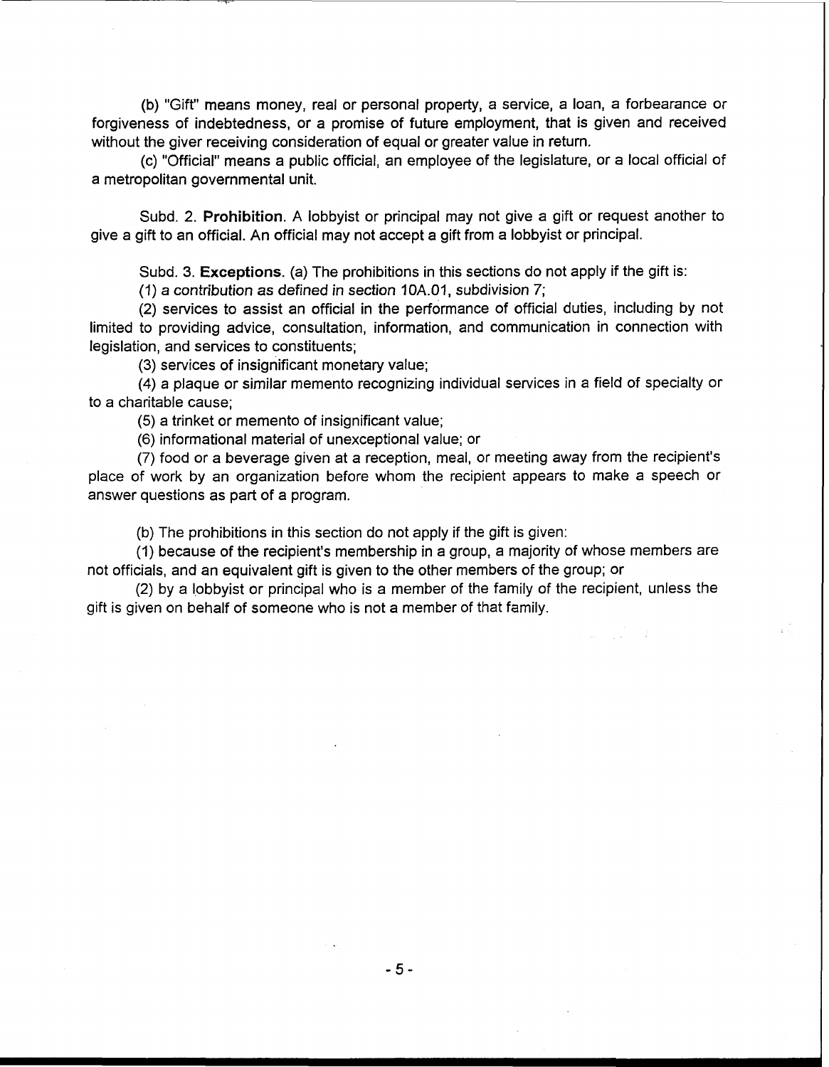(b) "Gift" means money, real or personal property, a service, a loan, a forbearance or forgiveness of indebtedness, or a promise of future employment, that is given and received without the giver receiving consideration of equal or greater value in return.

(c) "Official" means a public official, an employee of the legislature, or a local official of a metropolitan governmental unit.

Subd. 2. **Prohibition**. A lobbyist or principal may not give a gift or request another to give a gift to an official. An official may not accept a gift from a lobbyist or principal.

Subd. 3. **Exceptions**. (a) The prohibitions in this sections do not apply if the gift is:

(1) a contribution as defined in section 10A.01, subdivision 7;

(2) services to assist an official in the performance of official duties, including by not limited to providing advice, consultation, information, and communication in connection with legislation, and services to constituents;

(3) services of insignificant monetary value;

(4) a plaque or similar memento recognizing individual services in a field of specialty or to a charitable cause;

(5) a trinket or memento of insignificant value;

(6) informational material of unexceptional value; or

(7) food or a beverage given at a reception, meal, or meeting away from the recipient's place of work by an organization before whom the recipient appears to make a speech or answer questions as part of a program.

(b) The prohibitions in this section do not apply if the gift is given:

(1) because of the recipient's membership in a group, a majority of whose members are not officials, and an equivalent gift is given to the other members of the group; or

(2) by a lobbyist or principal who is a member of the family of the recipient, unless the gift is given on behalf of someone who is not a member of that family.